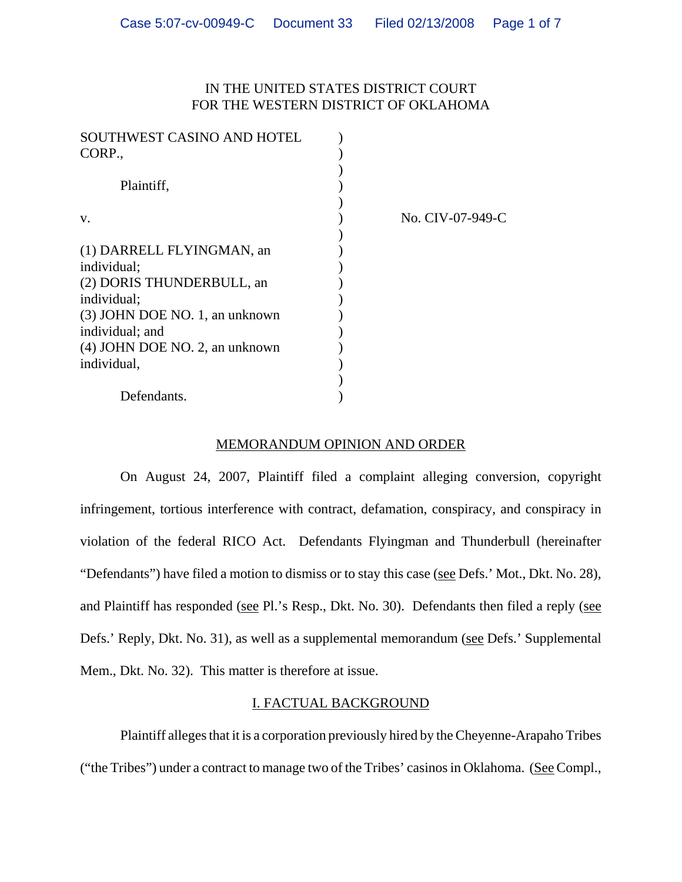IN THE UNITED STATES DISTRICT COURT
FOR THE WESTERN DISTRICT OF OKLAHOMA

SOUTHWEST CASINO AND HOTEL CORP.,

Plaintiff,

v.

(1) DARRELL FLYINGMAN, an individual;
(2) DORIS THUNDERBULL, an individual;
(3) JOHN DOE NO. 1, an unknown individual; and
(4) JOHN DOE NO. 2, an unknown individual,

Defendants.

No. CIV-07-949-C

## MEMORANDUM OPINION AND ORDER

On August 24, 2007, Plaintiff filed a complaint alleging conversion, copyright infringement, tortious interference with contract, defamation, conspiracy, and conspiracy in violation of the federal RICO Act. Defendants Flyingman and Thunderbull (hereinafter "Defendants") have filed a motion to dismiss or to stay this case (see Defs.' Mot., Dkt. No. 28), and Plaintiff has responded (see Pl.'s Resp., Dkt. No. 30). Defendants then filed a reply (see Defs.' Reply, Dkt. No. 31), as well as a supplemental memorandum (see Defs.' Supplemental Mem., Dkt. No. 32). This matter is therefore at issue.

## I. FACTUAL BACKGROUND

Plaintiff alleges that it is a corporation previously hired by the Cheyenne-Arapaho Tribes ("the Tribes") under a contract to manage two of the Tribes' casinos in Oklahoma. (See Compl.,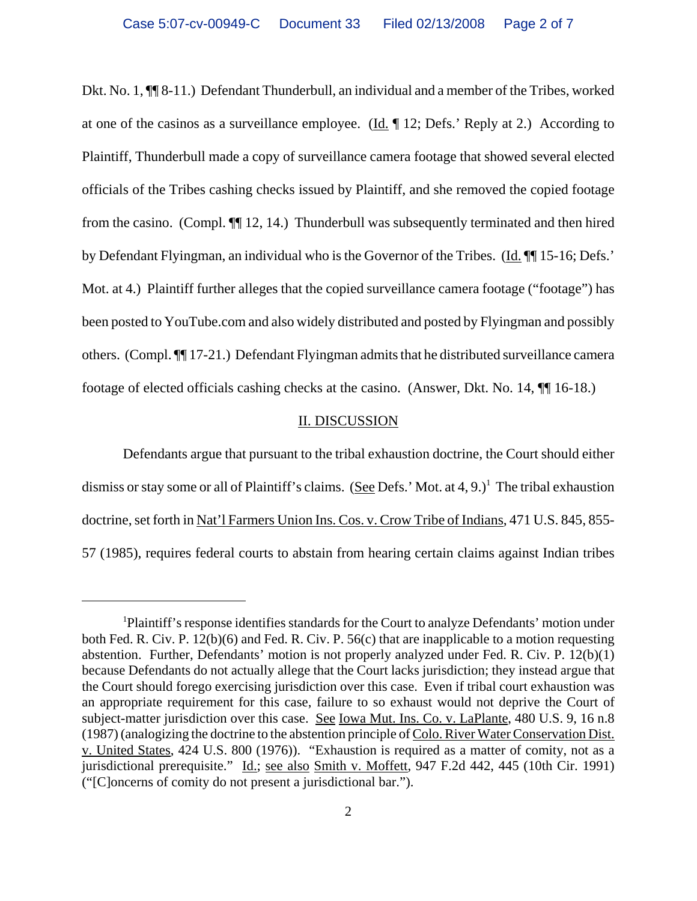Dkt. No. 1, ¶¶ 8-11.) Defendant Thunderbull, an individual and a member of the Tribes, worked at one of the casinos as a surveillance employee. (Id. ¶ 12; Defs.' Reply at 2.) According to Plaintiff, Thunderbull made a copy of surveillance camera footage that showed several elected officials of the Tribes cashing checks issued by Plaintiff, and she removed the copied footage from the casino. (Compl. ¶¶ 12, 14.) Thunderbull was subsequently terminated and then hired by Defendant Flyingman, an individual who is the Governor of the Tribes. (Id. ¶¶ 15-16; Defs.' Mot. at 4.) Plaintiff further alleges that the copied surveillance camera footage ("footage") has been posted to YouTube.com and also widely distributed and posted by Flyingman and possibly others. (Compl. ¶¶ 17-21.) Defendant Flyingman admits that he distributed surveillance camera footage of elected officials cashing checks at the casino. (Answer, Dkt. No. 14, ¶¶ 16-18.)

## II. DISCUSSION

Defendants argue that pursuant to the tribal exhaustion doctrine, the Court should either dismiss or stay some or all of Plaintiff's claims. (See Defs.' Mot. at 4, 9.)[1] The tribal exhaustion doctrine, set forth in Nat'l Farmers Union Ins. Cos. v. Crow Tribe of Indians, 471 U.S. 845, 855-57 (1985), requires federal courts to abstain from hearing certain claims against Indian tribes

---

[1] Plaintiff's response identifies standards for the Court to analyze Defendants' motion under both Fed. R. Civ. P. 12(b)(6) and Fed. R. Civ. P. 56(c) that are inapplicable to a motion requesting abstention. Further, Defendants' motion is not properly analyzed under Fed. R. Civ. P. 12(b)(1) because Defendants do not actually allege that the Court lacks jurisdiction; they instead argue that the Court should forego exercising jurisdiction over this case. Even if tribal court exhaustion was an appropriate requirement for this case, failure to so exhaust would not deprive the Court of subject-matter jurisdiction over this case. See Iowa Mut. Ins. Co. v. LaPlante, 480 U.S. 9, 16 n.8 (1987) (analogizing the doctrine to the abstention principle of Colo. River Water Conservation Dist. v. United States, 424 U.S. 800 (1976)). "Exhaustion is required as a matter of comity, not as a jurisdictional prerequisite." Id.; see also Smith v. Moffett, 947 F.2d 442, 445 (10th Cir. 1991) ("[C]oncerns of comity do not present a jurisdictional bar.").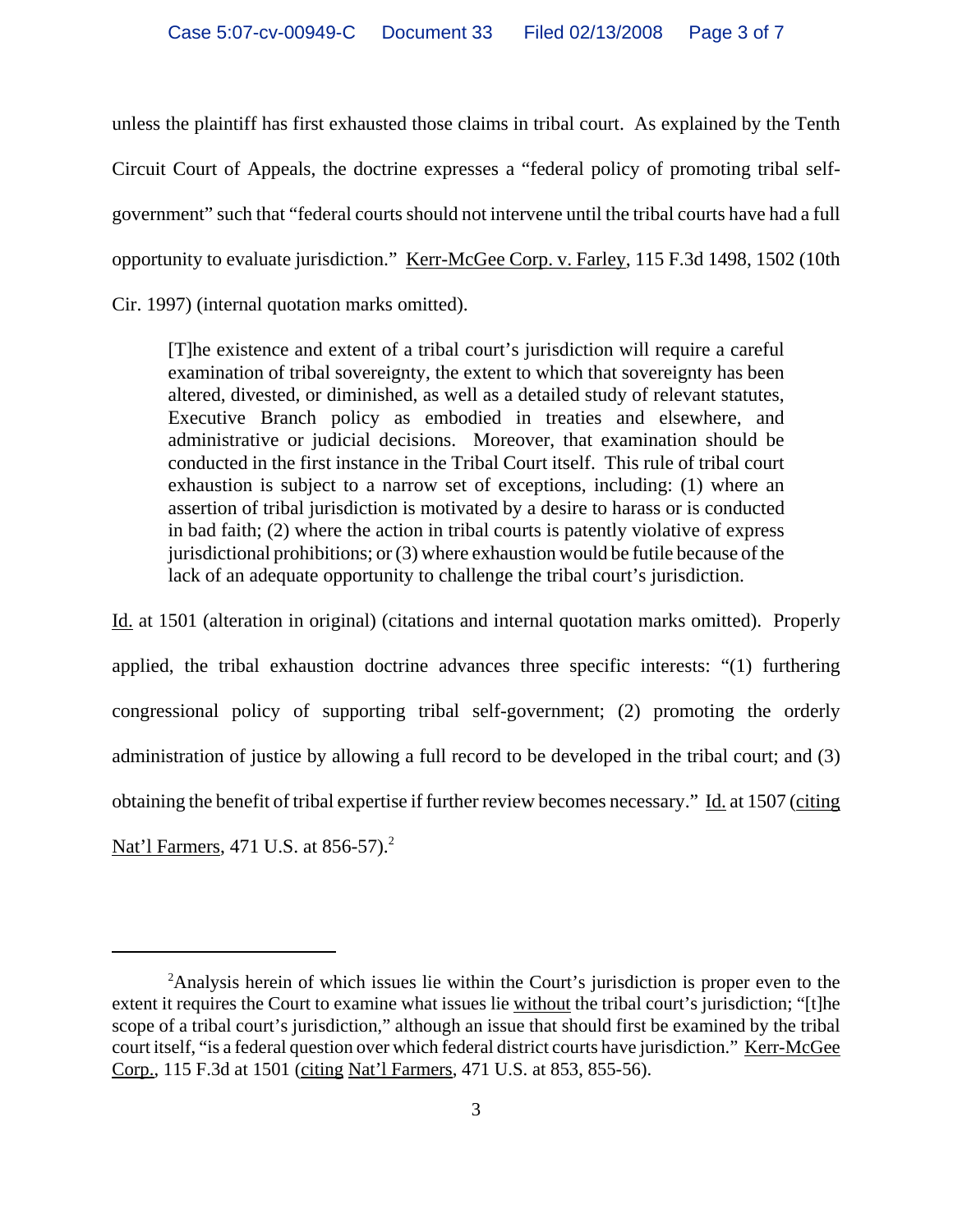unless the plaintiff has first exhausted those claims in tribal court. As explained by the Tenth Circuit Court of Appeals, the doctrine expresses a "federal policy of promoting tribal self-government" such that "federal courts should not intervene until the tribal courts have had a full opportunity to evaluate jurisdiction." Kerr-McGee Corp. v. Farley, 115 F.3d 1498, 1502 (10th Cir. 1997) (internal quotation marks omitted).

> [T]he existence and extent of a tribal court's jurisdiction will require a careful examination of tribal sovereignty, the extent to which that sovereignty has been altered, divested, or diminished, as well as a detailed study of relevant statutes, Executive Branch policy as embodied in treaties and elsewhere, and administrative or judicial decisions. Moreover, that examination should be conducted in the first instance in the Tribal Court itself. This rule of tribal court exhaustion is subject to a narrow set of exceptions, including: (1) where an assertion of tribal jurisdiction is motivated by a desire to harass or is conducted in bad faith; (2) where the action in tribal courts is patently violative of express jurisdictional prohibitions; or (3) where exhaustion would be futile because of the lack of an adequate opportunity to challenge the tribal court's jurisdiction.

Id. at 1501 (alteration in original) (citations and internal quotation marks omitted). Properly applied, the tribal exhaustion doctrine advances three specific interests: "(1) furthering congressional policy of supporting tribal self-government; (2) promoting the orderly administration of justice by allowing a full record to be developed in the tribal court; and (3) obtaining the benefit of tribal expertise if further review becomes necessary." Id. at 1507 (citing Nat'l Farmers, 471 U.S. at 856-57).[2]

---

[2] Analysis herein of which issues lie within the Court's jurisdiction is proper even to the extent it requires the Court to examine what issues lie without the tribal court's jurisdiction; "[t]he scope of a tribal court's jurisdiction," although an issue that should first be examined by the tribal court itself, "is a federal question over which federal district courts have jurisdiction." Kerr-McGee Corp., 115 F.3d at 1501 (citing Nat'l Farmers, 471 U.S. at 853, 855-56).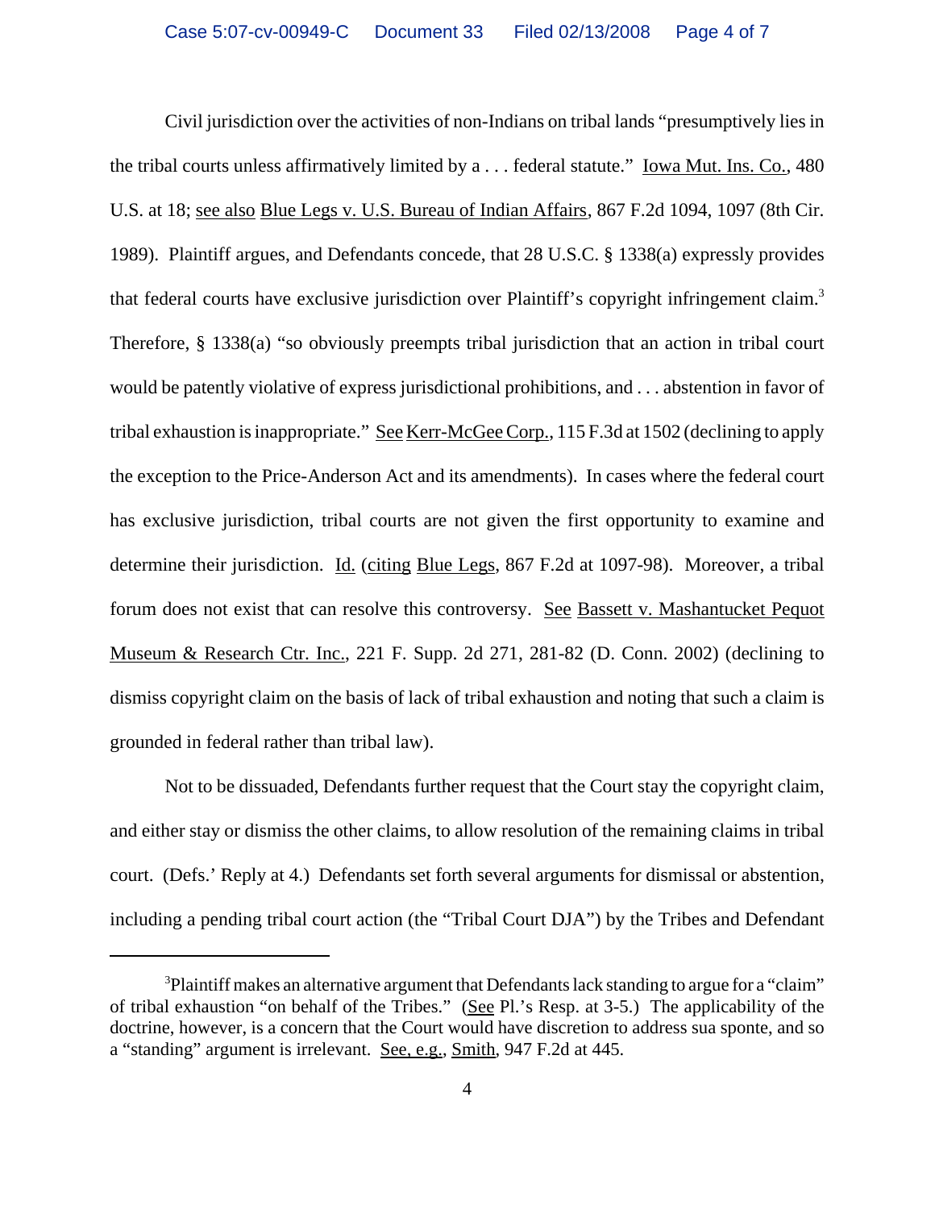Civil jurisdiction over the activities of non-Indians on tribal lands "presumptively lies in the tribal courts unless affirmatively limited by a . . . federal statute." Iowa Mut. Ins. Co., 480 U.S. at 18; see also Blue Legs v. U.S. Bureau of Indian Affairs, 867 F.2d 1094, 1097 (8th Cir. 1989). Plaintiff argues, and Defendants concede, that 28 U.S.C. § 1338(a) expressly provides that federal courts have exclusive jurisdiction over Plaintiff's copyright infringement claim.[3] Therefore, § 1338(a) "so obviously preempts tribal jurisdiction that an action in tribal court would be patently violative of express jurisdictional prohibitions, and . . . abstention in favor of tribal exhaustion is inappropriate." See Kerr-McGee Corp., 115 F.3d at 1502 (declining to apply the exception to the Price-Anderson Act and its amendments). In cases where the federal court has exclusive jurisdiction, tribal courts are not given the first opportunity to examine and determine their jurisdiction. Id. (citing Blue Legs, 867 F.2d at 1097-98). Moreover, a tribal forum does not exist that can resolve this controversy. See Bassett v. Mashantucket Pequot Museum & Research Ctr. Inc., 221 F. Supp. 2d 271, 281-82 (D. Conn. 2002) (declining to dismiss copyright claim on the basis of lack of tribal exhaustion and noting that such a claim is grounded in federal rather than tribal law).

Not to be dissuaded, Defendants further request that the Court stay the copyright claim, and either stay or dismiss the other claims, to allow resolution of the remaining claims in tribal court. (Defs.' Reply at 4.) Defendants set forth several arguments for dismissal or abstention, including a pending tribal court action (the "Tribal Court DJA") by the Tribes and Defendant

---

[3] Plaintiff makes an alternative argument that Defendants lack standing to argue for a "claim" of tribal exhaustion "on behalf of the Tribes." (See Pl.'s Resp. at 3-5.) The applicability of the doctrine, however, is a concern that the Court would have discretion to address sua sponte, and so a "standing" argument is irrelevant. See, e.g., Smith, 947 F.2d at 445.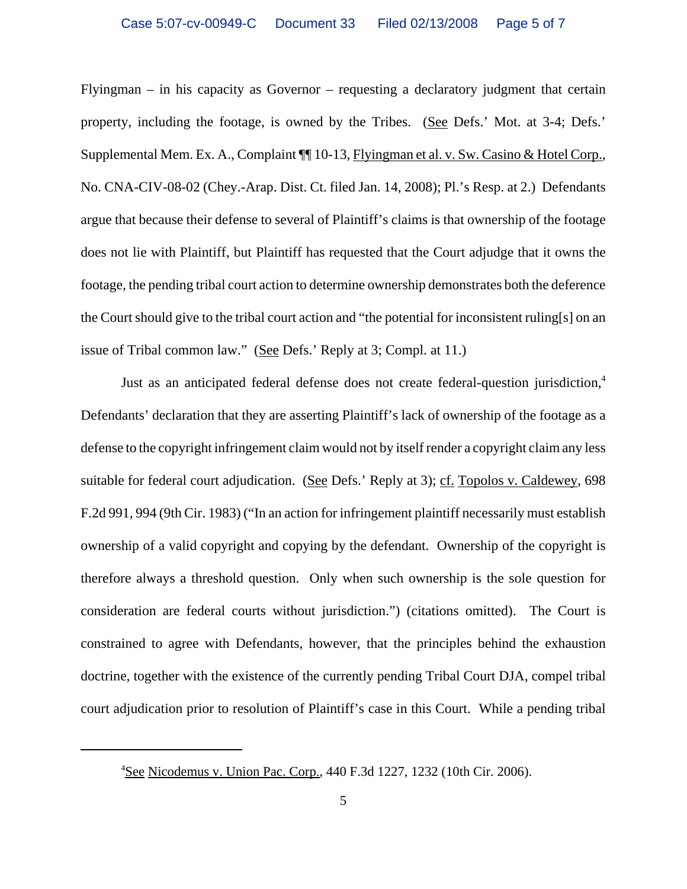Flyingman – in his capacity as Governor – requesting a declaratory judgment that certain property, including the footage, is owned by the Tribes. (See Defs.' Mot. at 3-4; Defs.' Supplemental Mem. Ex. A., Complaint ¶¶ 10-13, Flyingman et al. v. Sw. Casino & Hotel Corp., No. CNA-CIV-08-02 (Chey.-Arap. Dist. Ct. filed Jan. 14, 2008); Pl.'s Resp. at 2.) Defendants argue that because their defense to several of Plaintiff's claims is that ownership of the footage does not lie with Plaintiff, but Plaintiff has requested that the Court adjudge that it owns the footage, the pending tribal court action to determine ownership demonstrates both the deference the Court should give to the tribal court action and "the potential for inconsistent ruling[s] on an issue of Tribal common law." (See Defs.' Reply at 3; Compl. at 11.)

Just as an anticipated federal defense does not create federal-question jurisdiction,[4] Defendants' declaration that they are asserting Plaintiff's lack of ownership of the footage as a defense to the copyright infringement claim would not by itself render a copyright claim any less suitable for federal court adjudication. (See Defs.' Reply at 3); cf. Topolos v. Caldewey, 698 F.2d 991, 994 (9th Cir. 1983) ("In an action for infringement plaintiff necessarily must establish ownership of a valid copyright and copying by the defendant. Ownership of the copyright is therefore always a threshold question. Only when such ownership is the sole question for consideration are federal courts without jurisdiction.") (citations omitted). The Court is constrained to agree with Defendants, however, that the principles behind the exhaustion doctrine, together with the existence of the currently pending Tribal Court DJA, compel tribal court adjudication prior to resolution of Plaintiff's case in this Court. While a pending tribal

[4] See Nicodemus v. Union Pac. Corp., 440 F.3d 1227, 1232 (10th Cir. 2006).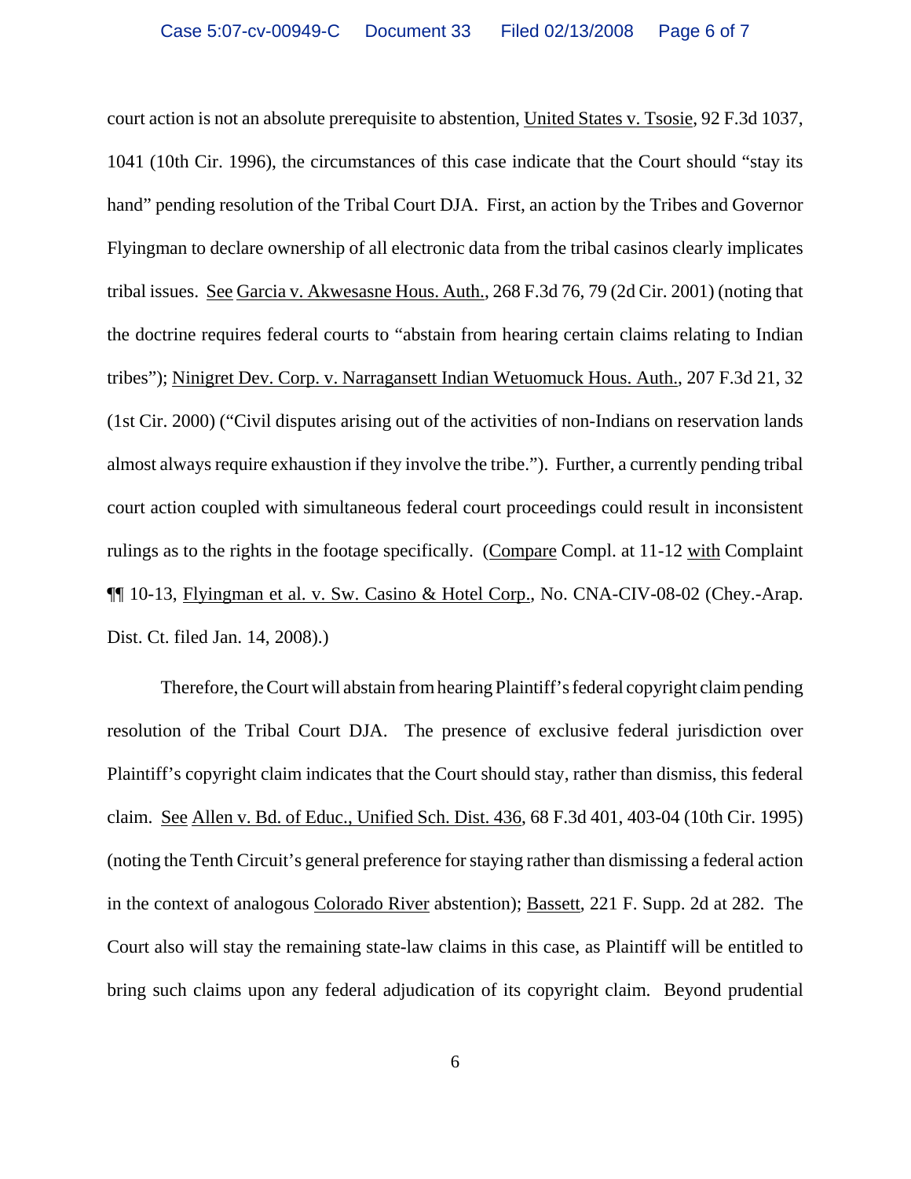court action is not an absolute prerequisite to abstention, United States v. Tsosie, 92 F.3d 1037, 1041 (10th Cir. 1996), the circumstances of this case indicate that the Court should "stay its hand" pending resolution of the Tribal Court DJA. First, an action by the Tribes and Governor Flyingman to declare ownership of all electronic data from the tribal casinos clearly implicates tribal issues. See Garcia v. Akwesasne Hous. Auth., 268 F.3d 76, 79 (2d Cir. 2001) (noting that the doctrine requires federal courts to "abstain from hearing certain claims relating to Indian tribes"); Ninigret Dev. Corp. v. Narragansett Indian Wetuomuck Hous. Auth., 207 F.3d 21, 32 (1st Cir. 2000) ("Civil disputes arising out of the activities of non-Indians on reservation lands almost always require exhaustion if they involve the tribe."). Further, a currently pending tribal court action coupled with simultaneous federal court proceedings could result in inconsistent rulings as to the rights in the footage specifically. (Compare Compl. at 11-12 with Complaint ¶¶ 10-13, Flyingman et al. v. Sw. Casino & Hotel Corp., No. CNA-CIV-08-02 (Chey.-Arap. Dist. Ct. filed Jan. 14, 2008).)

Therefore, the Court will abstain from hearing Plaintiff's federal copyright claim pending resolution of the Tribal Court DJA. The presence of exclusive federal jurisdiction over Plaintiff's copyright claim indicates that the Court should stay, rather than dismiss, this federal claim. See Allen v. Bd. of Educ., Unified Sch. Dist. 436, 68 F.3d 401, 403-04 (10th Cir. 1995) (noting the Tenth Circuit's general preference for staying rather than dismissing a federal action in the context of analogous Colorado River abstention); Bassett, 221 F. Supp. 2d at 282. The Court also will stay the remaining state-law claims in this case, as Plaintiff will be entitled to bring such claims upon any federal adjudication of its copyright claim. Beyond prudential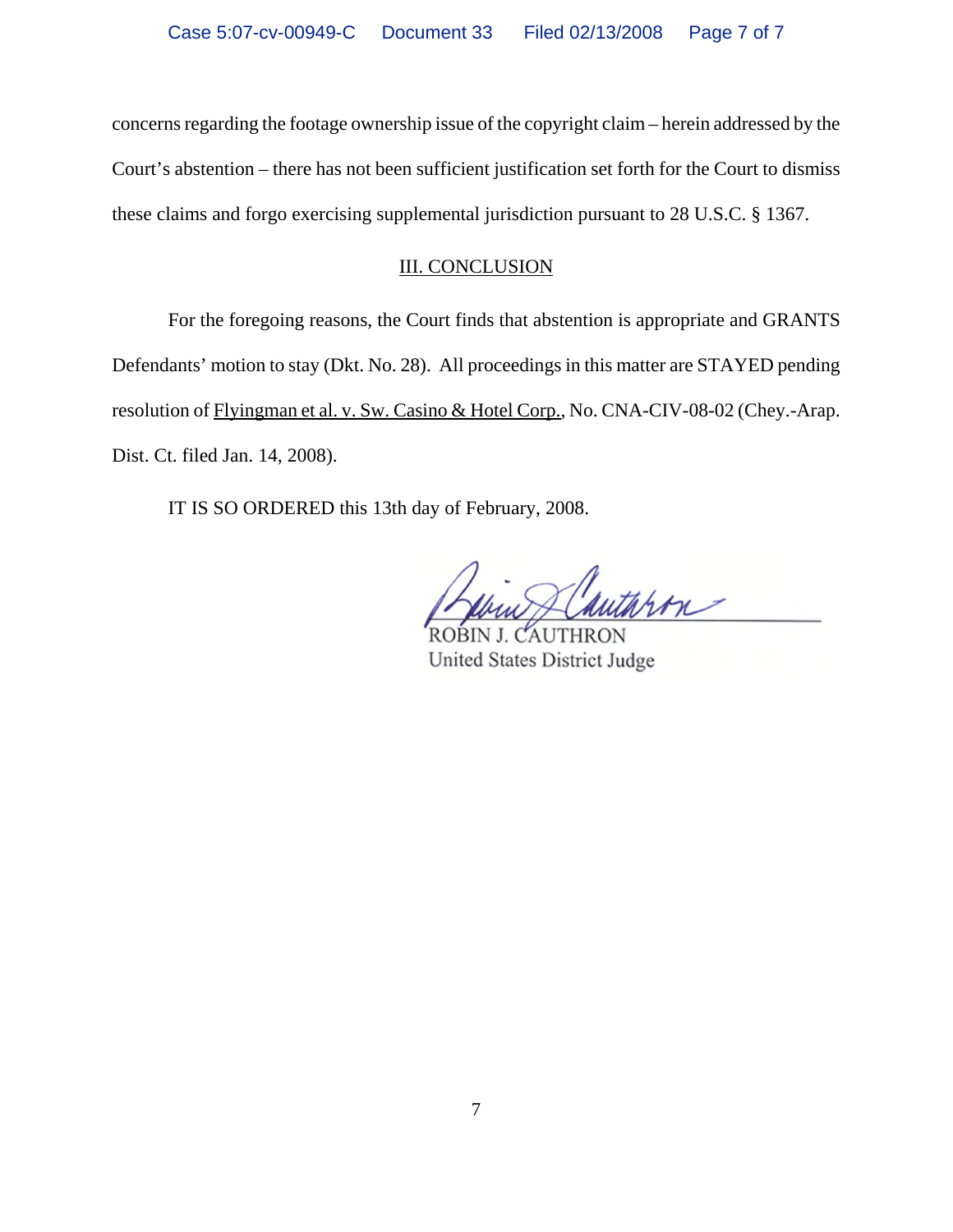concerns regarding the footage ownership issue of the copyright claim – herein addressed by the Court's abstention – there has not been sufficient justification set forth for the Court to dismiss these claims and forgo exercising supplemental jurisdiction pursuant to 28 U.S.C. § 1367.

## III. CONCLUSION

For the foregoing reasons, the Court finds that abstention is appropriate and GRANTS Defendants' motion to stay (Dkt. No. 28). All proceedings in this matter are STAYED pending resolution of Flyingman et al. v. Sw. Casino & Hotel Corp., No. CNA-CIV-08-02 (Chey.-Arap. Dist. Ct. filed Jan. 14, 2008).

IT IS SO ORDERED this 13th day of February, 2008.

ROBIN J. CAUTHRON
United States District Judge